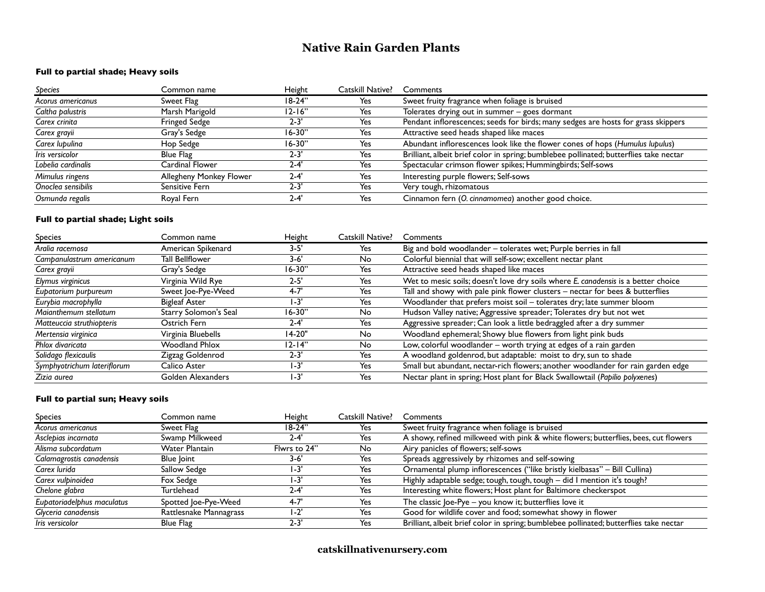# Native Rain Garden Plants

### Full to partial shade; Heavy soils

| *Species* | Common name | Height | Catskill Native? | Comments |
|---|---|---|---|---|
| *Acorus americanus* | Sweet Flag | 18-24" | Yes | Sweet fruity fragrance when foliage is bruised |
| *Caltha palustris* | Marsh Marigold | 12-16" | Yes | Tolerates drying out in summer – goes dormant |
| *Carex crinita* | Fringed Sedge | 2-3' | Yes | Pendant inflorescences; seeds for birds; many sedges are hosts for grass skippers |
| *Carex grayii* | Gray's Sedge | 16-30" | Yes | Attractive seed heads shaped like maces |
| *Carex lupulina* | Hop Sedge | 16-30" | Yes | Abundant inflorescences look like the flower cones of hops (*Humulus lupulus*) |
| *Iris versicolor* | Blue Flag | 2-3' | Yes | Brilliant, albeit brief color in spring; bumblebee pollinated; butterflies take nectar |
| *Lobelia cardinalis* | Cardinal Flower | 2-4' | Yes | Spectacular crimson flower spikes; Hummingbirds; Self-sows |
| *Mimulus ringens* | Allegheny Monkey Flower | 2-4' | Yes | Interesting purple flowers; Self-sows |
| *Onoclea sensibilis* | Sensitive Fern | 2-3' | Yes | Very tough, rhizomatous |
| *Osmunda regalis* | Royal Fern | 2-4' | Yes | Cinnamon fern (*O. cinnamomea*) another good choice. |

### Full to partial shade; Light soils

| Species | Common name | Height | Catskill Native? | Comments |
|---|---|---|---|---|
| *Aralia racemosa* | American Spikenard | 3-5' | Yes | Big and bold woodlander – tolerates wet; Purple berries in fall |
| *Campanulastrum americanum* | Tall Bellflower | 3-6' | No | Colorful biennial that will self-sow; excellent nectar plant |
| *Carex grayii* | Gray's Sedge | 16-30" | Yes | Attractive seed heads shaped like maces |
| *Elymus virginicus* | Virginia Wild Rye | 2-5' | Yes | Wet to mesic soils; doesn't love dry soils where *E. canadensis* is a better choice |
| *Eupatorium purpureum* | Sweet Joe-Pye-Weed | 4-7' | Yes | Tall and showy with pale pink flower clusters – nectar for bees & butterflies |
| *Eurybia macrophylla* | Bigleaf Aster | 1-3' | Yes | Woodlander that prefers moist soil – tolerates dry; late summer bloom |
| *Maianthemum stellatum* | Starry Solomon's Seal | 16-30" | No | Hudson Valley native; Aggressive spreader; Tolerates dry but not wet |
| *Matteuccia struthiopteris* | Ostrich Fern | 2-4' | Yes | Aggressive spreader; Can look a little bedraggled after a dry summer |
| *Mertensia virginica* | Virginia Bluebells | 14-20" | No | Woodland ephemeral; Showy blue flowers from light pink buds |
| *Phlox divaricata* | Woodland Phlox | 12-14" | No | Low, colorful woodlander – worth trying at edges of a rain garden |
| *Solidago flexicaulis* | Zigzag Goldenrod | 2-3' | Yes | A woodland goldenrod, but adaptable: moist to dry, sun to shade |
| *Symphyotrichum lateriflorum* | Calico Aster | 1-3' | Yes | Small but abundant, nectar-rich flowers; another woodlander for rain garden edge |
| *Zizia aurea* | Golden Alexanders | 1-3' | Yes | Nectar plant in spring; Host plant for Black Swallowtail (*Papilio polyxenes*) |

### Full to partial sun; Heavy soils

| Species | Common name | Height | Catskill Native? | Comments |
|---|---|---|---|---|
| *Acorus americanus* | Sweet Flag | 18-24" | Yes | Sweet fruity fragrance when foliage is bruised |
| *Asclepias incarnata* | Swamp Milkweed | 2-4' | Yes | A showy, refined milkweed with pink & white flowers; butterflies, bees, cut flowers |
| *Alisma subcordatum* | Water Plantain | Flwrs to 24" | No | Airy panicles of flowers; self-sows |
| *Calamagrostis canadensis* | Blue Joint | 3-6' | Yes | Spreads aggressively by rhizomes and self-sowing |
| *Carex lurida* | Sallow Sedge | 1-3' | Yes | Ornamental plump inflorescences ("like bristly kielbasas" – Bill Cullina) |
| *Carex vulpinoidea* | Fox Sedge | 1-3' | Yes | Highly adaptable sedge; tough, tough, tough – did I mention it's tough? |
| *Chelone glabra* | Turtlehead | 2-4' | Yes | Interesting white flowers; Host plant for Baltimore checkerspot |
| *Eupatoriadelphus maculatus* | Spotted Joe-Pye-Weed | 4-7' | Yes | The classic Joe-Pye – you know it; butterflies love it |
| *Glyceria canadensis* | Rattlesnake Mannagrass | 1-2' | Yes | Good for wildlife cover and food; somewhat showy in flower |
| *Iris versicolor* | Blue Flag | 2-3' | Yes | Brilliant, albeit brief color in spring; bumblebee pollinated; butterflies take nectar |

**catskillnativenursery.com**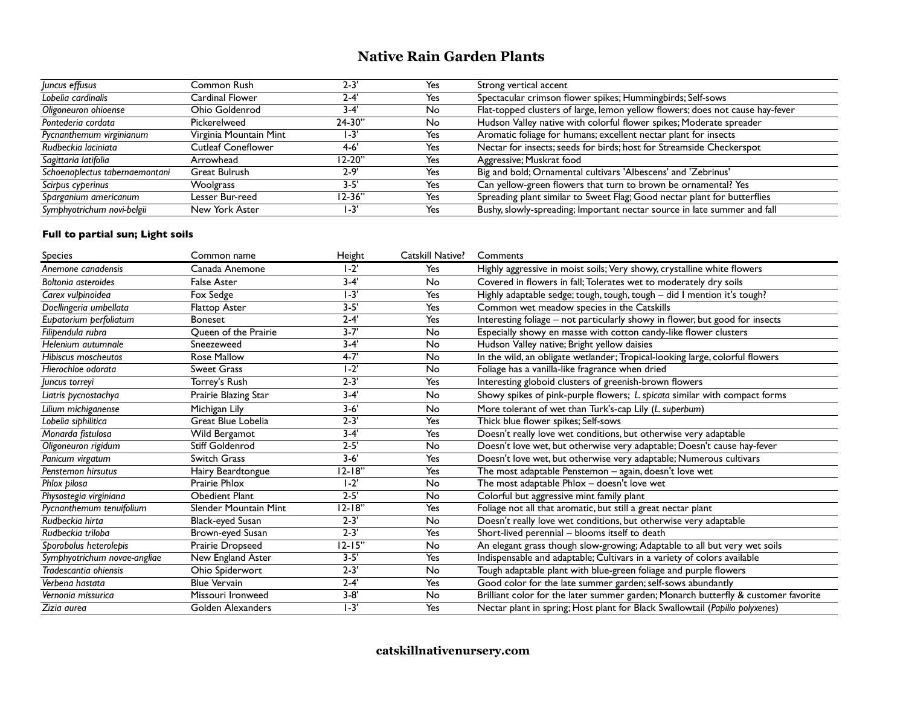# Native Rain Garden Plants

| | | | | |
|---|---|---|---|---|
| *Juncus effusus* | Common Rush | 2-3' | Yes | Strong vertical accent |
| *Lobelia cardinalis* | Cardinal Flower | 2-4' | Yes | Spectacular crimson flower spikes; Hummingbirds; Self-sows |
| *Oligoneuron ohioense* | Ohio Goldenrod | 3-4' | No | Flat-topped clusters of large, lemon yellow flowers; does not cause hay-fever |
| *Pontederia cordata* | Pickerelweed | 24-30" | No | Hudson Valley native with colorful flower spikes; Moderate spreader |
| *Pycnanthemum virginianum* | Virginia Mountain Mint | 1-3' | Yes | Aromatic foliage for humans; excellent nectar plant for insects |
| *Rudbeckia laciniata* | Cutleaf Coneflower | 4-6' | Yes | Nectar for insects; seeds for birds; host for Streamside Checkerspot |
| *Sagittaria latifolia* | Arrowhead | 12-20" | Yes | Aggressive; Muskrat food |
| *Schoenoplectus tabernaemontani* | Great Bulrush | 2-9' | Yes | Big and bold; Ornamental cultivars 'Albescens' and 'Zebrinus' |
| *Scirpus cyperinus* | Woolgrass | 3-5' | Yes | Can yellow-green flowers that turn to brown be ornamental? Yes |
| *Sparganium americanum* | Lesser Bur-reed | 12-36" | Yes | Spreading plant similar to Sweet Flag; Good nectar plant for butterflies |
| *Symphyotrichum novi-belgii* | New York Aster | 1-3' | Yes | Bushy, slowly-spreading; Important nectar source in late summer and fall |

### Full to partial sun; Light soils

| Species | Common name | Height | Catskill Native? | Comments |
|---|---|---|---|---|
| *Anemone canadensis* | Canada Anemone | 1-2' | Yes | Highly aggressive in moist soils; Very showy, crystalline white flowers |
| *Boltonia asteroides* | False Aster | 3-4' | No | Covered in flowers in fall; Tolerates wet to moderately dry soils |
| *Carex vulpinoidea* | Fox Sedge | 1-3' | Yes | Highly adaptable sedge; tough, tough, tough – did I mention it's tough? |
| *Doellingeria umbellata* | Flattop Aster | 3-5' | Yes | Common wet meadow species in the Catskills |
| *Eupatorium perfoliatum* | Boneset | 2-4' | Yes | Interesting foliage – not particularly showy in flower, but good for insects |
| *Filipendula rubra* | Queen of the Prairie | 3-7' | No | Especially showy en masse with cotton candy-like flower clusters |
| *Helenium autumnale* | Sneezeweed | 3-4' | No | Hudson Valley native; Bright yellow daisies |
| *Hibiscus moscheutos* | Rose Mallow | 4-7' | No | In the wild, an obligate wetlander; Tropical-looking large, colorful flowers |
| *Hierochloe odorata* | Sweet Grass | 1-2' | No | Foliage has a vanilla-like fragrance when dried |
| *Juncus torreyi* | Torrey's Rush | 2-3' | Yes | Interesting globoid clusters of greenish-brown flowers |
| *Liatris pycnostachya* | Prairie Blazing Star | 3-4' | No | Showy spikes of pink-purple flowers; *L. spicata* similar with compact forms |
| *Lilium michiganense* | Michigan Lily | 3-6' | No | More tolerant of wet than Turk's-cap Lily (*L. superbum*) |
| *Lobelia siphilitica* | Great Blue Lobelia | 2-3' | Yes | Thick blue flower spikes; Self-sows |
| *Monarda fistulosa* | Wild Bergamot | 3-4' | Yes | Doesn't really love wet conditions, but otherwise very adaptable |
| *Oligoneuron rigidum* | Stiff Goldenrod | 2-5' | No | Doesn't love wet, but otherwise very adaptable; Doesn't cause hay-fever |
| *Panicum virgatum* | Switch Grass | 3-6' | Yes | Doesn't love wet, but otherwise very adaptable; Numerous cultivars |
| *Penstemon hirsutus* | Hairy Beardtongue | 12-18" | Yes | The most adaptable Penstemon – again, doesn't love wet |
| *Phlox pilosa* | Prairie Phlox | 1-2' | No | The most adaptable Phlox – doesn't love wet |
| *Physostegia virginiana* | Obedient Plant | 2-5' | No | Colorful but aggressive mint family plant |
| *Pycnanthemum tenuifolium* | Slender Mountain Mint | 12-18" | Yes | Foliage not all that aromatic, but still a great nectar plant |
| *Rudbeckia hirta* | Black-eyed Susan | 2-3' | No | Doesn't really love wet conditions, but otherwise very adaptable |
| *Rudbeckia triloba* | Brown-eyed Susan | 2-3' | Yes | Short-lived perennial – blooms itself to death |
| *Sporobolus heterolepis* | Prairie Dropseed | 12-15" | No | An elegant grass though slow-growing; Adaptable to all but very wet soils |
| *Symphyotrichum novae-angliae* | New England Aster | 3-5' | Yes | Indispensable and adaptable; Cultivars in a variety of colors available |
| *Tradescantia ohiensis* | Ohio Spiderwort | 2-3' | No | Tough adaptable plant with blue-green foliage and purple flowers |
| *Verbena hastata* | Blue Vervain | 2-4' | Yes | Good color for the late summer garden; self-sows abundantly |
| *Vernonia missurica* | Missouri Ironweed | 3-8' | No | Brilliant color for the later summer garden; Monarch butterfly & customer favorite |
| *Zizia aurea* | Golden Alexanders | 1-3' | Yes | Nectar plant in spring; Host plant for Black Swallowtail (*Papilio polyxenes*) |

**catskillnativenursery.com**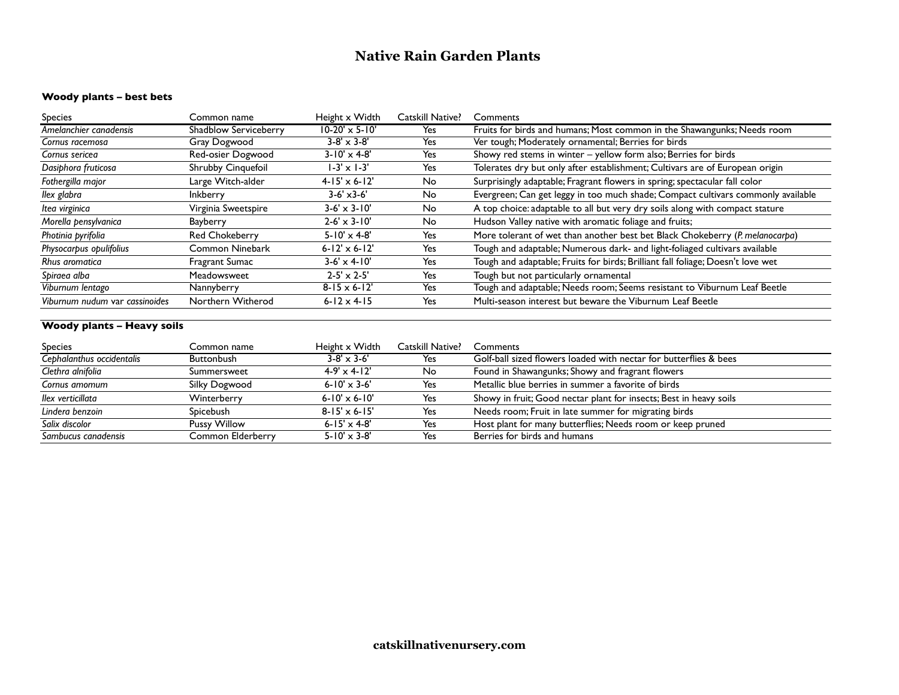# Native Rain Garden Plants

**Woody plants – best bets**

| Species | Common name | Height x Width | Catskill Native? | Comments |
|---|---|---|---|---|
| *Amelanchier canadensis* | Shadblow Serviceberry | 10-20' x 5-10' | Yes | Fruits for birds and humans; Most common in the Shawangunks; Needs room |
| *Cornus racemosa* | Gray Dogwood | 3-8' x 3-8' | Yes | Ver tough; Moderately ornamental; Berries for birds |
| *Cornus sericea* | Red-osier Dogwood | 3-10' x 4-8' | Yes | Showy red stems in winter – yellow form also; Berries for birds |
| *Dasiphora fruticosa* | Shrubby Cinquefoil | 1-3' x 1-3' | Yes | Tolerates dry but only after establishment; Cultivars are of European origin |
| *Fothergilla major* | Large Witch-alder | 4-15' x 6-12' | No | Surprisingly adaptable; Fragrant flowers in spring; spectacular fall color |
| *Ilex glabra* | Inkberry | 3-6' x3-6' | No | Evergreen; Can get leggy in too much shade; Compact cultivars commonly available |
| *Itea virginica* | Virginia Sweetspire | 3-6' x 3-10' | No | A top choice: adaptable to all but very dry soils along with compact stature |
| *Morella pensylvanica* | Bayberry | 2-6' x 3-10' | No | Hudson Valley native with aromatic foliage and fruits; |
| *Photinia pyrifolia* | Red Chokeberry | 5-10' x 4-8' | Yes | More tolerant of wet than another best bet Black Chokeberry (*P. melanocarpa*) |
| *Physocarpus opulifolius* | Common Ninebark | 6-12' x 6-12' | Yes | Tough and adaptable; Numerous dark- and light-foliaged cultivars available |
| *Rhus aromatica* | Fragrant Sumac | 3-6' x 4-10' | Yes | Tough and adaptable; Fruits for birds; Brilliant fall foliage; Doesn't love wet |
| *Spiraea alba* | Meadowsweet | 2-5' x 2-5' | Yes | Tough but not particularly ornamental |
| *Viburnum lentago* | Nannyberry | 8-15 x 6-12' | Yes | Tough and adaptable; Needs room; Seems resistant to Viburnum Leaf Beetle |
| *Viburnum nudum var cassinoides* | Northern Witherod | 6-12 x 4-15 | Yes | Multi-season interest but beware the Viburnum Leaf Beetle |

**Woody plants – Heavy soils**

| Species | Common name | Height x Width | Catskill Native? | Comments |
|---|---|---|---|---|
| *Cephalanthus occidentalis* | Buttonbush | 3-8' x 3-6' | Yes | Golf-ball sized flowers loaded with nectar for butterflies & bees |
| *Clethra alnifolia* | Summersweet | 4-9' x 4-12' | No | Found in Shawangunks; Showy and fragrant flowers |
| *Cornus amomum* | Silky Dogwood | 6-10' x 3-6' | Yes | Metallic blue berries in summer a favorite of birds |
| *Ilex verticillata* | Winterberry | 6-10' x 6-10' | Yes | Showy in fruit; Good nectar plant for insects; Best in heavy soils |
| *Lindera benzoin* | Spicebush | 8-15' x 6-15' | Yes | Needs room; Fruit in late summer for migrating birds |
| *Salix discolor* | Pussy Willow | 6-15' x 4-8' | Yes | Host plant for many butterflies; Needs room or keep pruned |
| *Sambucus canadensis* | Common Elderberry | 5-10' x 3-8' | Yes | Berries for birds and humans |

**catskillnativenursery.com**